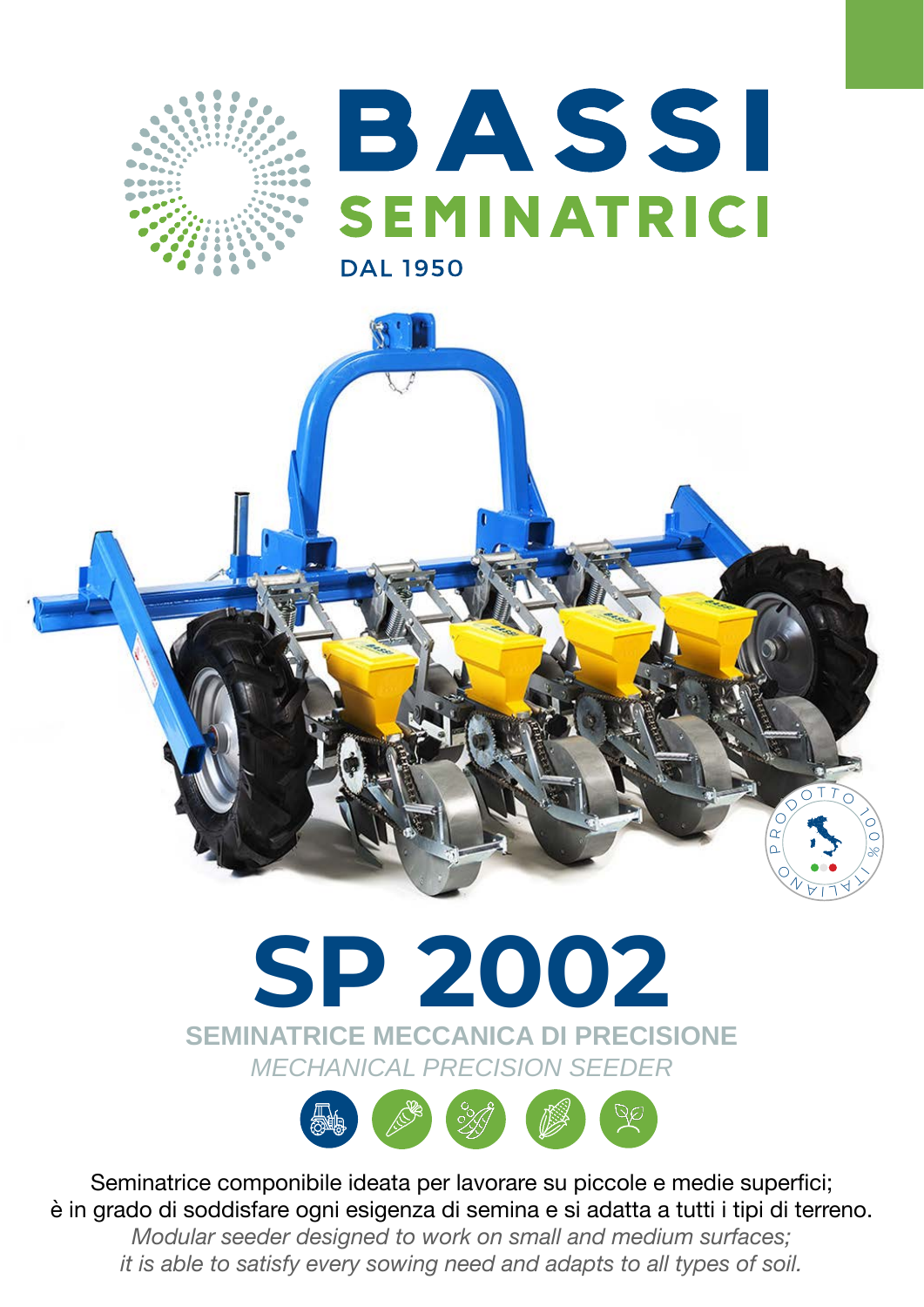# BASSI

## SEMINATRICI

DAL 1950

PRODOTTO 100% ITALIANO

# SP 2002

## SEMINATRICE MECCANICA DI PRECISIONE

*MECHANICAL PRECISION SEEDER*

Seminatrice componibile ideata per lavorare su piccole e medie superfici;
è in grado di soddisfare ogni esigenza di semina e si adatta a tutti i tipi di terreno.

*Modular seeder designed to work on small and medium surfaces;*
*it is able to satisfy every sowing need and adapts to all types of soil.*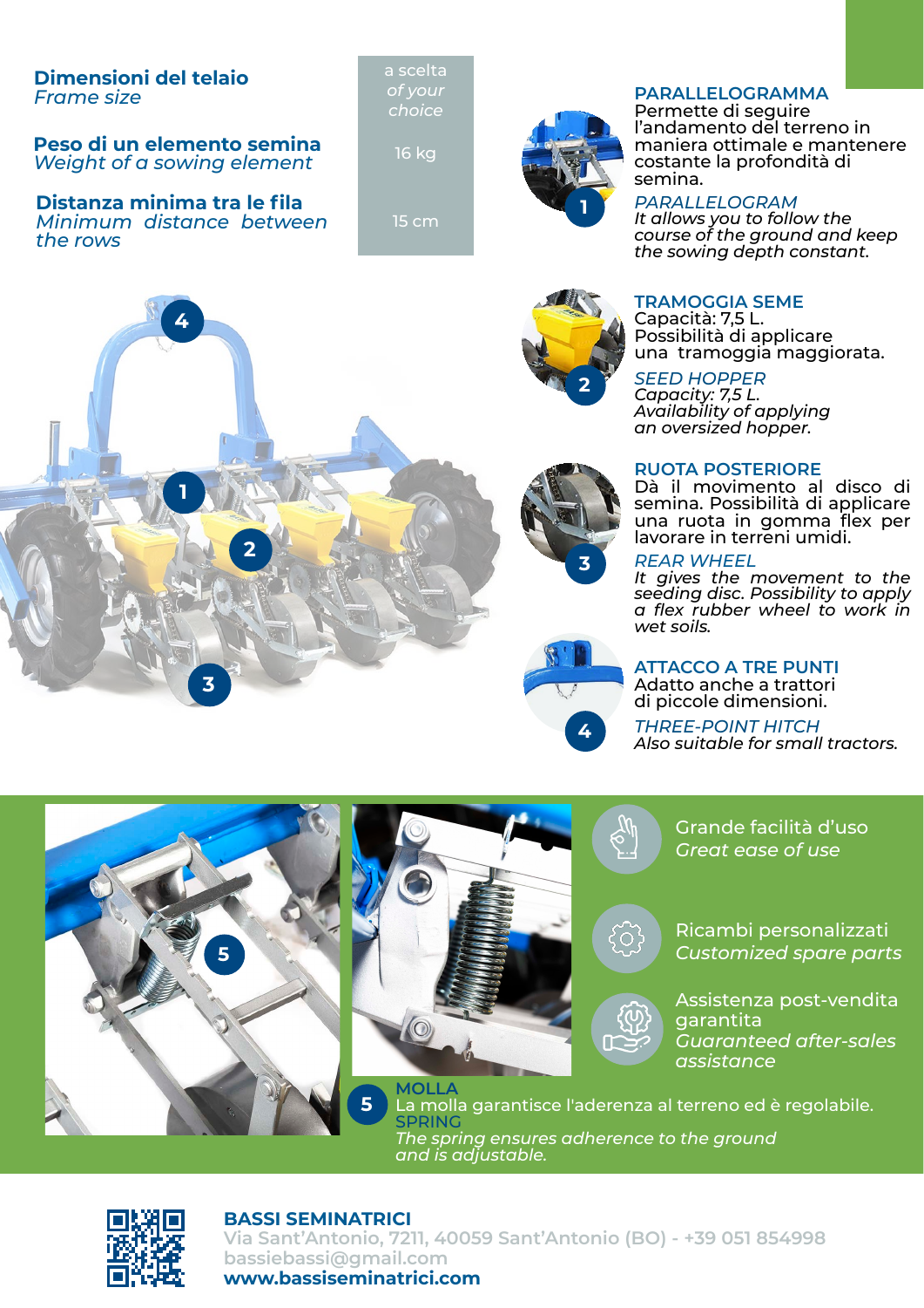| | |
|---|---|
| **Dimensioni del telaio** *Frame size* | a scelta *of your choice* |
| **Peso di un elemento semina** *Weight of a sowing element* | 16 kg |
| **Distanza minima tra le fila** *Minimum distance between the rows* | 15 cm |

### 1 PARALLELOGRAMMA

Permette di seguire l'andamento del terreno in maniera ottimale e mantenere costante la profondità di semina.

*PARALLELOGRAM*

*It allows you to follow the course of the ground and keep the sowing depth constant.*

### 2 TRAMOGGIA SEME

Capacità: 7,5 L.
Possibilità di applicare una tramoggia maggiorata.

*SEED HOPPER*

*Capacity: 7,5 L.*
*Availability of applying an oversized hopper.*

### 3 RUOTA POSTERIORE

Dà il movimento al disco di semina. Possibilità di applicare una ruota in gomma flex per lavorare in terreni umidi.

*REAR WHEEL*

*It gives the movement to the seeding disc. Possibility to apply a flex rubber wheel to work in wet soils.*

### 4 ATTACCO A TRE PUNTI

Adatto anche a trattori di piccole dimensioni.

*THREE-POINT HITCH*

*Also suitable for small tractors.*

### 5 MOLLA

La molla garantisce l'aderenza al terreno ed è regolabile.

*SPRING*

*The spring ensures adherence to the ground and is adjustable.*

- Grande facilità d'uso
  *Great ease of use*
- Ricambi personalizzati
  *Customized spare parts*
- Assistenza post-vendita garantita
  *Guaranteed after-sales assistance*

**BASSI SEMINATRICI**
Via Sant'Antonio, 7211, 40059 Sant'Antonio (BO) - +39 051 854998
bassiebassi@gmail.com
**www.bassiseminatrici.com**